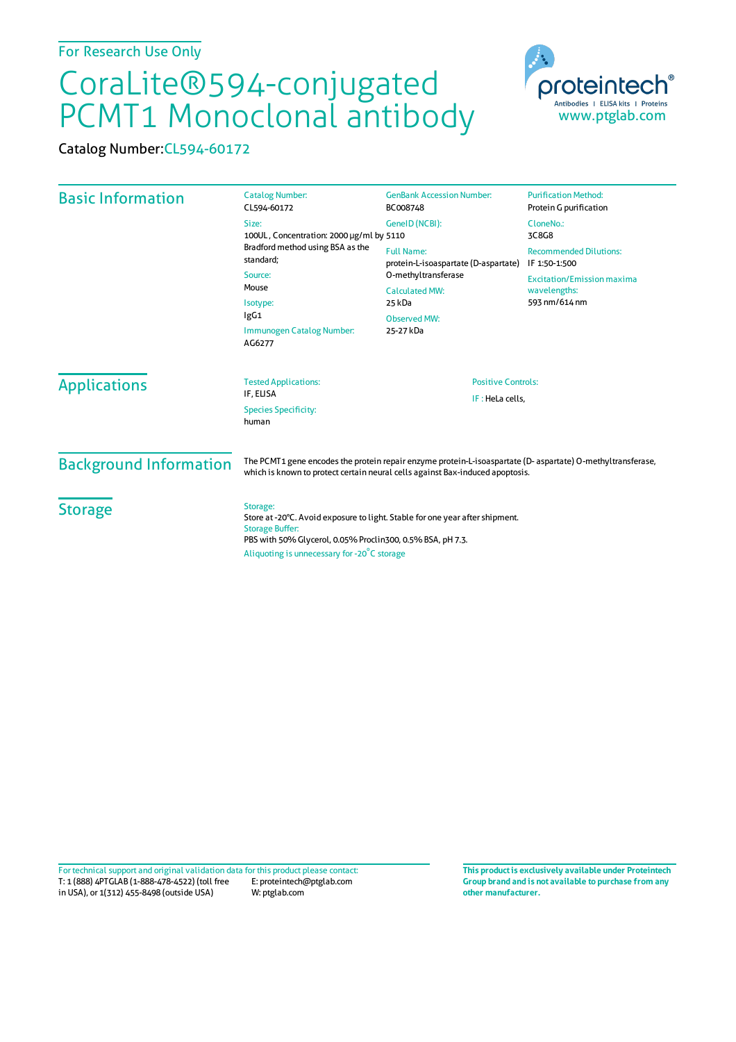For Research Use Only

# CoraLite®594-conjugated PCMT1 Monoclonal antibody

Catalog Number: CL594-60172

proteintech®
Antibodies | ELISA kits | Proteins
www.ptglab.com

## Basic Information

Catalog Number:
CL594-60172

Size:
100UL , Concentration: 2000 μg/ml by Bradford method using BSA as the standard;

Source:
Mouse

Isotype:
IgG1

Immunogen Catalog Number:
AG6277

GenBank Accession Number:
BC008748

GeneID (NCBI):
5110

Full Name:
protein-L-isoaspartate (D-aspartate) O-methyltransferase

Calculated MW:
25 kDa

Observed MW:
25-27 kDa

Purification Method:
Protein G purification

CloneNo.:
3C8G8

Recommended Dilutions:
IF 1:50-1:500

Excitation/Emission maxima wavelengths:
593 nm/614 nm

## Applications

Tested Applications:
IF, ELISA

Species Specificity:
human

Positive Controls:
IF : HeLa cells,

## Background Information

The PCMT1 gene encodes the protein repair enzyme protein-L-isoaspartate (D- aspartate) O-methyltransferase, which is known to protect certain neural cells against Bax-induced apoptosis.

## Storage

Storage:
Store at -20°C. Avoid exposure to light. Stable for one year after shipment.

Storage Buffer:
PBS with 50% Glycerol, 0.05% Proclin300, 0.5% BSA, pH 7.3.

Aliquoting is unnecessary for -20°C storage

For technical support and original validation data for this product please contact:
T: 1 (888) 4PTGLAB (1-888-478-4522) (toll free in USA), or 1(312) 455-8498 (outside USA)
E: proteintech@ptglab.com
W: ptglab.com

**This product is exclusively available under Proteintech Group brand and is not available to purchase from any other manufacturer.**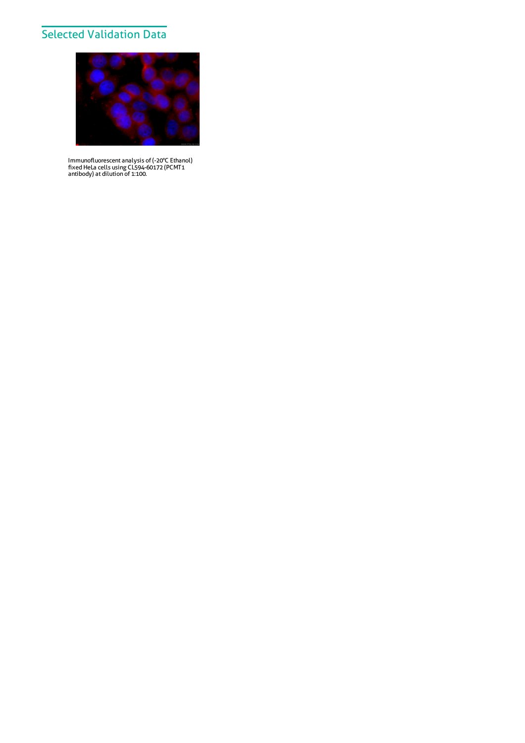## Selected Validation Data

Immunofluorescent analysis of (-20°C Ethanol) fixed HeLa cells using CL594-60172 (PCMT1 antibody) at dilution of 1:100.